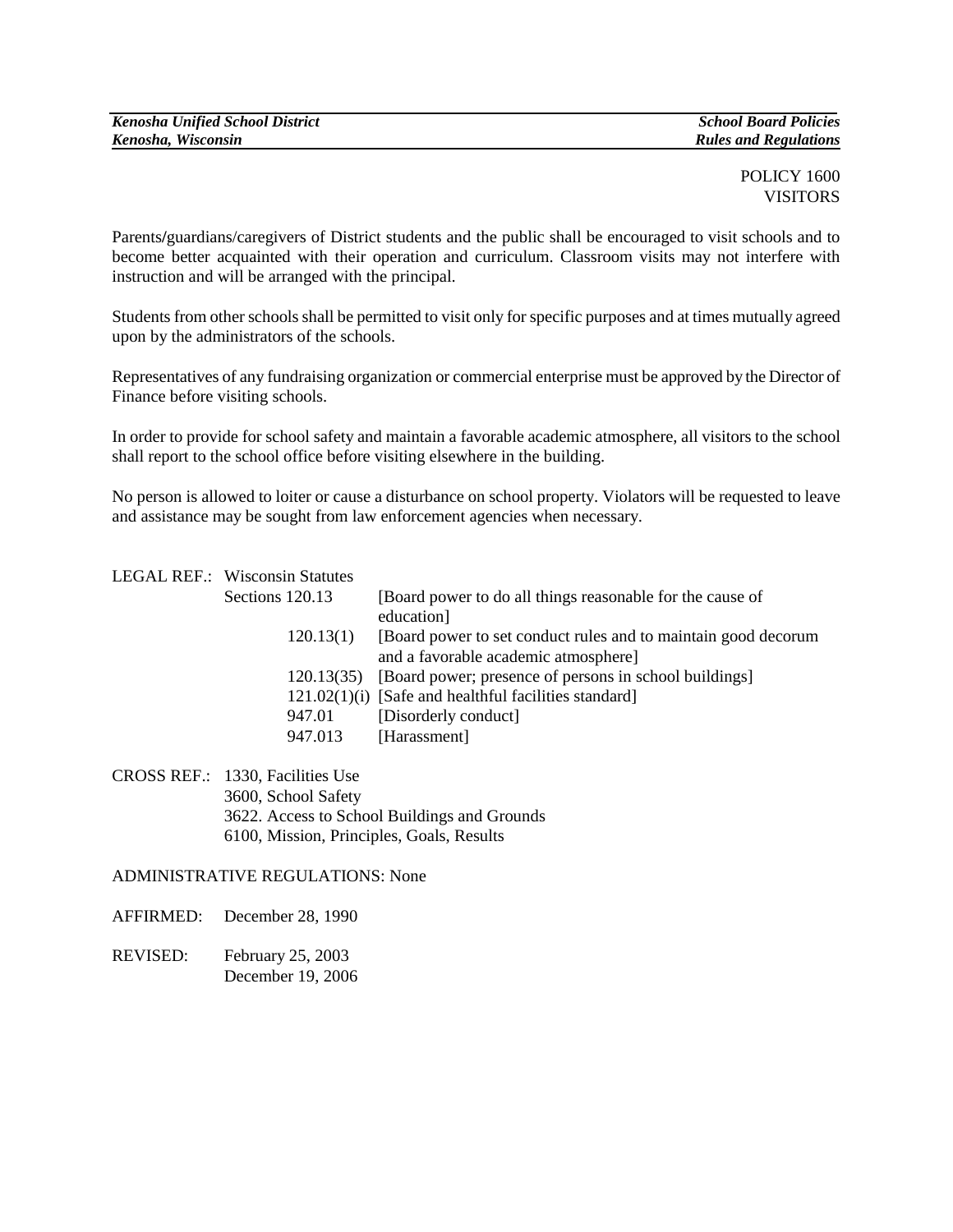*Kenosha Unified School District* | *School Board Policies*
*Kenosha, Wisconsin* | *Rules and Regulations*

POLICY 1600
VISITORS

Parents/guardians/caregivers of District students and the public shall be encouraged to visit schools and to become better acquainted with their operation and curriculum. Classroom visits may not interfere with instruction and will be arranged with the principal.

Students from other schools shall be permitted to visit only for specific purposes and at times mutually agreed upon by the administrators of the schools.

Representatives of any fundraising organization or commercial enterprise must be approved by the Director of Finance before visiting schools.

In order to provide for school safety and maintain a favorable academic atmosphere, all visitors to the school shall report to the school office before visiting elsewhere in the building.

No person is allowed to loiter or cause a disturbance on school property. Violators will be requested to leave and assistance may be sought from law enforcement agencies when necessary.

LEGAL REF.: Wisconsin Statutes

| | |
|---|---|
| Sections 120.13 | [Board power to do all things reasonable for the cause of education] |
| 120.13(1) | [Board power to set conduct rules and to maintain good decorum and a favorable academic atmosphere] |
| 120.13(35) | [Board power; presence of persons in school buildings] |
| 121.02(1)(i) | [Safe and healthful facilities standard] |
| 947.01 | [Disorderly conduct] |
| 947.013 | [Harassment] |

CROSS REF.: 1330, Facilities Use
3600, School Safety
3622. Access to School Buildings and Grounds
6100, Mission, Principles, Goals, Results

ADMINISTRATIVE REGULATIONS: None

AFFIRMED: December 28, 1990

REVISED: February 25, 2003
December 19, 2006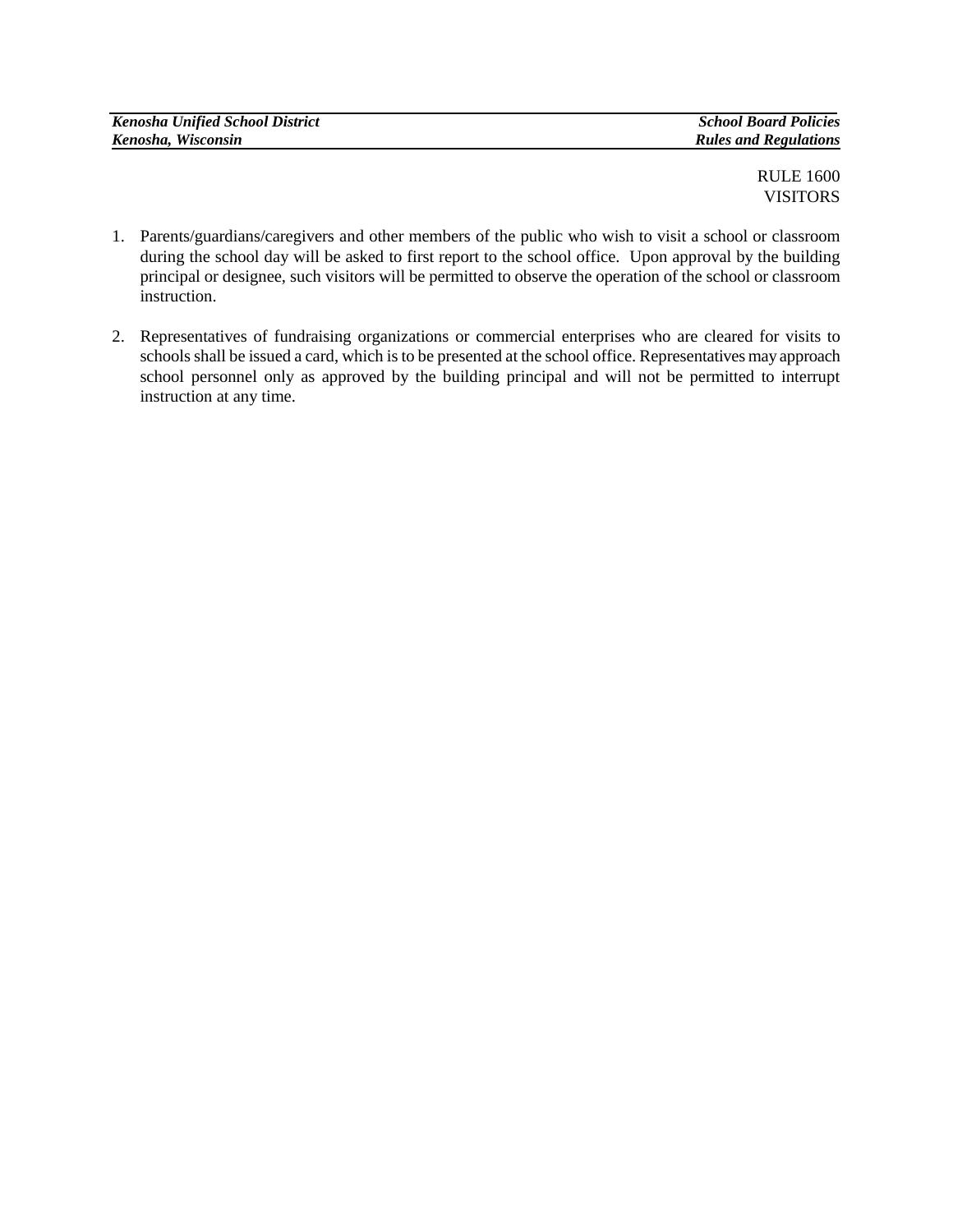RULE 1600
VISITORS

1. Parents/guardians/caregivers and other members of the public who wish to visit a school or classroom during the school day will be asked to first report to the school office. Upon approval by the building principal or designee, such visitors will be permitted to observe the operation of the school or classroom instruction.

2. Representatives of fundraising organizations or commercial enterprises who are cleared for visits to schools shall be issued a card, which is to be presented at the school office. Representatives may approach school personnel only as approved by the building principal and will not be permitted to interrupt instruction at any time.